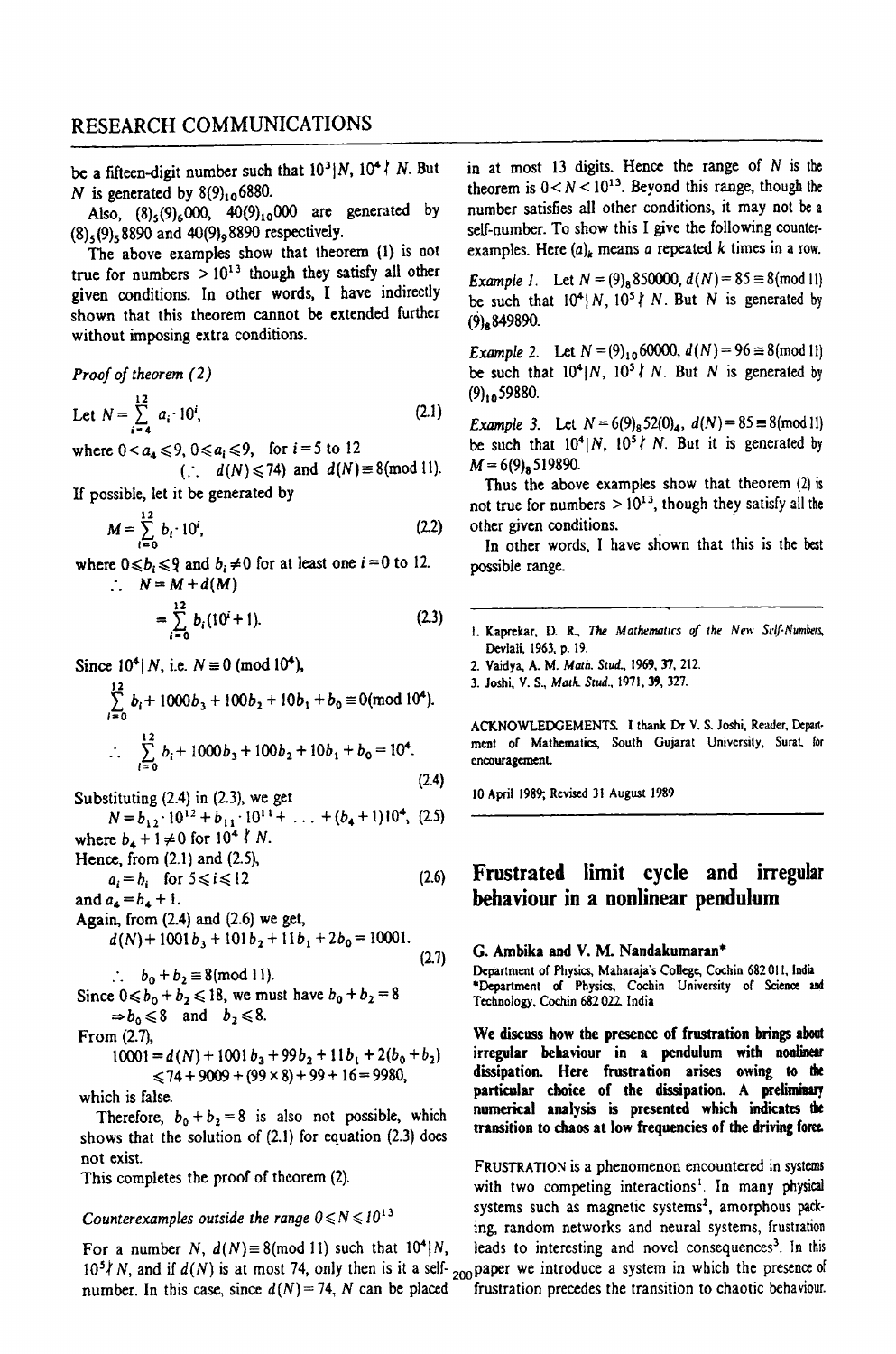be a fifteen-digit number such that $10^3 | N$, $10^4 \nmid N$. But $N$ is generated by $8(9)_{10}6880$.

Also, $(8)_5(9)_6000$, $40(9)_{10}000$ are generated by $(8)_5(9)_5 8890$ and $40(9)_9 8890$ respectively.

The above examples show that theorem (1) is not true for numbers $> 10^{13}$ though they satisfy all other given conditions. In other words, I have indirectly shown that this theorem cannot be extended further without imposing extra conditions.

*Proof of theorem (2)*

$$\text{Let } N = \sum_{i=4}^{12} a_i \cdot 10^i, \tag{2.1}$$

where $0 < a_4 \leqslant 9$, $0 \leqslant a_i \leqslant 9$, for $i = 5$ to $12$

($\because$ $d(N) \leqslant 74$) and $d(N) \equiv 8 (\text{mod } 11)$.

If possible, let it be generated by

$$M = \sum_{i=0}^{12} b_i \cdot 10^i, \tag{2.2}$$

where $0 \leqslant b_i \leqslant 9$ and $b_i \neq 0$ for at least one $i = 0$ to $12$.

$$\therefore \; N = M + d(M)$$

$$= \sum_{i=0}^{12} b_i (10^i + 1). \tag{2.3}$$

Since $10^4 | N$, i.e. $N \equiv 0 \; (\text{mod } 10^4)$,

$$\sum_{i=0}^{12} b_i + 1000 b_3 + 100 b_2 + 10 b_1 + b_0 \equiv 0 (\text{mod } 10^4).$$

$$\therefore \; \sum_{i=0}^{12} b_i + 1000 b_3 + 100 b_2 + 10 b_1 + b_0 = 10^4. \tag{2.4}$$

Substituting (2.4) in (2.3), we get

$$N = b_{12} \cdot 10^{12} + b_{11} \cdot 10^{11} + \ldots + (b_4 + 1) 10^4, \tag{2.5}$$

where $b_4 + 1 \neq 0$ for $10^4 \nmid N$.

Hence, from (2.1) and (2.5),

$$a_i = b_i \quad \text{for } 5 \leqslant i \leqslant 12 \tag{2.6}$$

and $a_4 = b_4 + 1$.

Again, from (2.4) and (2.6) we get,

$$d(N) + 1001 b_3 + 101 b_2 + 11 b_1 + 2 b_0 = 10001. \tag{2.7}$$

$\therefore$ $b_0 + b_2 \equiv 8 (\text{mod } 11)$.

Since $0 \leqslant b_0 + b_2 \leqslant 18$, we must have $b_0 + b_2 = 8$

$\Rightarrow b_0 \leqslant 8$ and $b_2 \leqslant 8$.

From (2.7),

$$10001 = d(N) + 1001 b_3 + 99 b_2 + 11 b_1 + 2(b_0 + b_2)$$
$$\leqslant 74 + 9009 + (99 \times 8) + 99 + 16 = 9980,$$

which is false.

Therefore, $b_0 + b_2 = 8$ is also not possible, which shows that the solution of (2.1) for equation (2.3) does not exist.

This completes the proof of theorem (2).

*Counterexamples outside the range $0 \leqslant N \leqslant 10^{13}$*

For a number $N$, $d(N) \equiv 8 (\text{mod } 11)$ such that $10^4 | N$, $10^5 \nmid N$, and if $d(N)$ is at most 74, only then is it a self-number. In this case, since $d(N) = 74$, $N$ can be placed in at most 13 digits. Hence the range of $N$ is the theorem is $0 < N < 10^{13}$. Beyond this range, though the number satisfies all other conditions, it may not be a self-number. To show this I give the following counter-examples. Here $(a)_k$ means $a$ repeated $k$ times in a row.

*Example 1.* Let $N = (9)_8 850000$, $d(N) = 85 \equiv 8 (\text{mod } 11)$ be such that $10^4 | N$, $10^5 \nmid N$. But $N$ is generated by $(9)_8 849890$.

*Example 2.* Let $N = (9)_{10} 60000$, $d(N) = 96 \equiv 8 (\text{mod } 11)$ be such that $10^4 | N$, $10^5 \nmid N$. But $N$ is generated by $(9)_{10} 59880$.

*Example 3.* Let $N = 6(9)_8 52(0)_4$, $d(N) = 85 \equiv 8 (\text{mod } 11)$ be such that $10^4 | N$, $10^5 \nmid N$. But it is generated by $M = 6(9)_8 519890$.

Thus the above examples show that theorem (2) is not true for numbers $> 10^{13}$, though they satisfy all the other given conditions.

In other words, I have shown that this is the best possible range.

1. Kaprekar, D. R., *The Mathematics of the New Self-Numbers*, Devlali, 1963, p. 19.
2. Vaidya, A. M. *Math. Stud.*, 1969, **37**, 212.
3. Joshi, V. S., *Math. Stud.*, 1971, **39**, 327.

ACKNOWLEDGEMENTS. I thank Dr V. S. Joshi, Reader, Department of Mathematics, South Gujarat University, Surat, for encouragement.

10 April 1989; Revised 31 August 1989

## Frustrated limit cycle and irregular behaviour in a nonlinear pendulum

**G. Ambika and V. M. Nandakumaran***

Department of Physics, Maharaja's College, Cochin 682 011, India
*Department of Physics, Cochin University of Science and Technology, Cochin 682 022, India

**We discuss how the presence of frustration brings about irregular behaviour in a pendulum with nonlinear dissipation. Here frustration arises owing to the particular choice of the dissipation. A preliminary numerical analysis is presented which indicates the transition to chaos at low frequencies of the driving force.**

FRUSTRATION is a phenomenon encountered in systems with two competing interactions[1]. In many physical systems such as magnetic systems[2], amorphous packing, random networks and neural systems, frustration leads to interesting and novel consequences[3]. In this paper we introduce a system in which the presence of frustration precedes the transition to chaotic behaviour.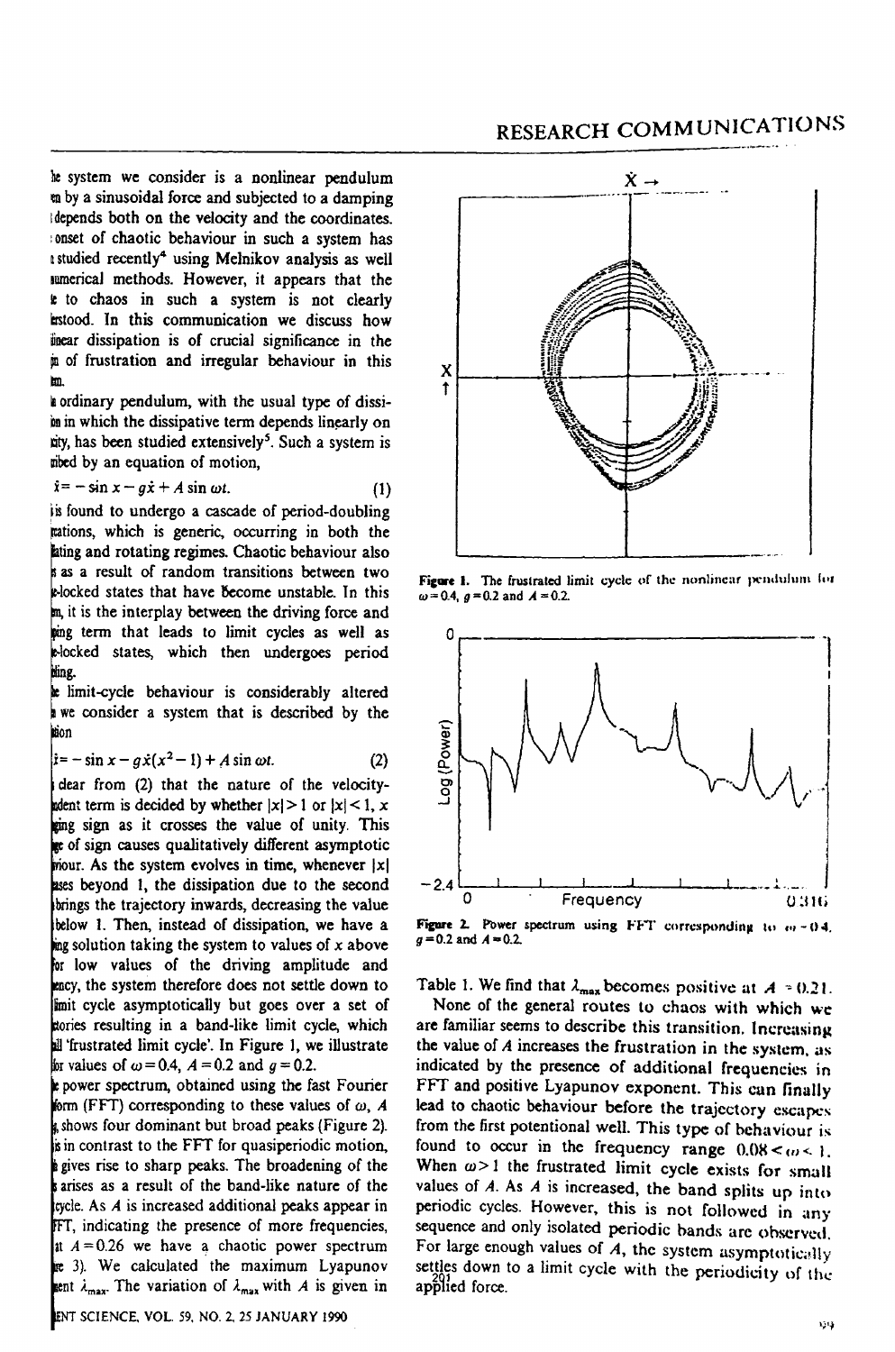The system we consider is a nonlinear pendulum driven by a sinusoidal force and subjected to a damping that depends both on the velocity and the coordinates. The onset of chaotic behaviour in such a system has been studied recently[4] using Melnikov analysis as well as numerical methods. However, it appears that the route to chaos in such a system is not clearly understood. In this communication we discuss how nonlinear dissipation is of crucial significance in the origin of frustration and irregular behaviour in this system.

An ordinary pendulum, with the usual type of dissipation in which the dissipative term depends linearly on velocity, has been studied extensively[5]. Such a system is described by an equation of motion,

$$\ddot{x} = -\sin x - g\dot{x} + A \sin \omega t. \quad (1)$$

It is found to undergo a cascade of period-doubling bifurcations, which is generic, occurring in both the oscillating and rotating regimes. Chaotic behaviour also arises as a result of random transitions between two phase-locked states that have become unstable. In this system, it is the interplay between the driving force and damping term that leads to limit cycles as well as phase-locked states, which then undergoes period doubling.

The limit-cycle behaviour is considerably altered if we consider a system that is described by the equation

$$\ddot{x} = -\sin x - g\dot{x}(x^2 - 1) + A \sin \omega t. \quad (2)$$

It is clear from (2) that the nature of the velocity-dependent term is decided by whether $|x| > 1$ or $|x| < 1$, $x$ changing sign as it crosses the value of unity. This change of sign causes qualitatively different asymptotic behaviour. As the system evolves in time, whenever $|x|$ increases beyond 1, the dissipation due to the second term brings the trajectory inwards, decreasing the value of $|x|$ below 1. Then, instead of dissipation, we have a growing solution taking the system to values of $x$ above 1. For low values of the driving amplitude and frequency, the system therefore does not settle down to a limit cycle asymptotically but goes over a set of trajectories resulting in a band-like limit cycle, which we call 'frustrated limit cycle'. In Figure 1, we illustrate this for values of $\omega = 0.4$, $A = 0.2$ and $g = 0.2$.

The power spectrum, obtained using the fast Fourier transform (FFT) corresponding to these values of $\omega$, $A$ and $g$, shows four dominant but broad peaks (Figure 2). This is in contrast to the FFT for quasiperiodic motion, which gives rise to sharp peaks. The broadening of the peaks arises as a result of the band-like nature of the limit cycle. As $A$ is increased additional peaks appear in the FFT, indicating the presence of more frequencies, and at $A = 0.26$ we have a chaotic power spectrum (Figure 3). We calculated the maximum Lyapunov exponent $\lambda_{max}$. The variation of $\lambda_{max}$ with $A$ is given in Table 1. We find that $\lambda_{max}$ becomes positive at $A = 0.21$.

Figure 1. The frustrated limit cycle of the nonlinear pendulum for $\omega = 0.4$, $g = 0.2$ and $A = 0.2$.

Figure 2. Power spectrum using FFT corresponding to $\omega = 0.4$, $g = 0.2$ and $A = 0.2$.

None of the general routes to chaos with which we are familiar seems to describe this transition. Increasing the value of $A$ increases the frustration in the system, as indicated by the presence of additional frequencies in FFT and positive Lyapunov exponent. This can finally lead to chaotic behaviour before the trajectory escapes from the first potential well. This type of behaviour is found to occur in the frequency range $0.08 < \omega < 1$. When $\omega > 1$ the frustrated limit cycle exists for small values of $A$. As $A$ is increased, the band splits up into periodic cycles. However, this is not followed in any sequence and only isolated periodic bands are observed. For large enough values of $A$, the system asymptotically settles down to a limit cycle with the periodicity of the applied force.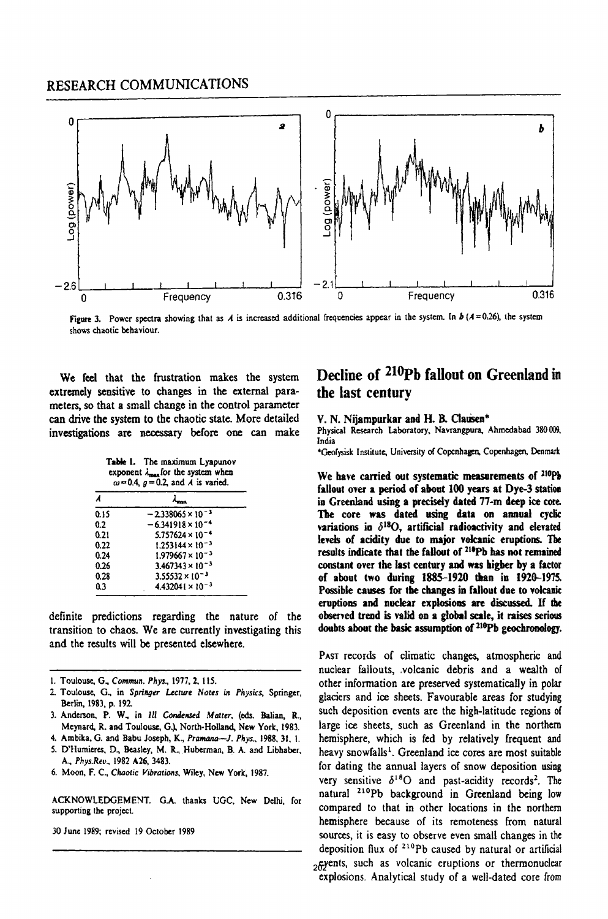0

Log (power)

−2.6

0

Frequency

0.316

a

0

Log (power)

−2.1

0

Frequency

0.316

b

Figure 3. Power spectra showing that as $A$ is increased additional frequencies appear in the system. In b ($A = 0.26$), the system shows chaotic behaviour.

We feel that the frustration makes the system extremely sensitive to changes in the external parameters, so that a small change in the control parameter can drive the system to the chaotic state. More detailed investigations are necessary before one can make definite predictions regarding the nature of the transition to chaos. We are currently investigating this and the results will be presented elsewhere.

Table 1. The maximum Lyapunov exponent $\lambda_{max}$ for the system when $\omega = 0.4$, $g = 0.2$, and $A$ is varied.

| $A$ | $\lambda_{max}$ |
|---|---|
| 0.15 | $-2.338065 \times 10^{-3}$ |
| 0.2 | $-6.341918 \times 10^{-4}$ |
| 0.21 | $5.757624 \times 10^{-4}$ |
| 0.22 | $1.253144 \times 10^{-3}$ |
| 0.24 | $1.979667 \times 10^{-3}$ |
| 0.26 | $3.467343 \times 10^{-3}$ |
| 0.28 | $3.55532 \times 10^{-3}$ |
| 0.3 | $4.432041 \times 10^{-3}$ |

1. Toulouse, G., *Commun. Phys.*, 1977, **2**, 115.
2. Toulouse, G., in *Springer Lecture Notes in Physics*, Springer, Berlin, 1983, p. 192.
3. Anderson, P. W., in *Ill Condensed Matter*, (eds. Balian, R., Meynard, R. and Toulouse, G.), North-Holland, New York, 1983.
4. Ambika, G. and Babu Joseph, K., *Pramana—J. Phys.*, 1988, **31**, 1.
5. D'Humieres, D., Beasley, M. R., Huberman, B. A. and Libhaber, A., *Phys.Rev.*, 1982 **A26**, 3483.
6. Moon, F. C., *Chaotic Vibrations*, Wiley, New York, 1987.

ACKNOWLEDGEMENT. G.A. thanks UGC, New Delhi, for supporting the project.

30 June 1989; revised 19 October 1989

# Decline of $^{210}Pb$ fallout on Greenland in the last century

**V. N. Nijampurkar and H. B. Clausen***

Physical Research Laboratory, Navrangpura, Ahmedabad 380 009, India

*Geofysisk Institute, University of Copenhagen, Copenhagen, Denmark

**We have carried out systematic measurements of $^{210}Pb$ fallout over a period of about 100 years at Dye-3 station in Greenland using a precisely dated 77-m deep ice core. The core was dated using data on annual cyclic variations in $\delta^{18}O$, artificial radioactivity and elevated levels of acidity due to major volcanic eruptions. The results indicate that the fallout of $^{210}Pb$ has not remained constant over the last century and was higher by a factor of about two during 1885–1920 than in 1920–1975. Possible causes for the changes in fallout due to volcanic eruptions and nuclear explosions are discussed. If the observed trend is valid on a global scale, it raises serious doubts about the basic assumption of $^{210}Pb$ geochronology.**

PAST records of climatic changes, atmospheric and nuclear fallouts, volcanic debris and a wealth of other information are preserved systematically in polar glaciers and ice sheets. Favourable areas for studying such deposition events are the high-latitude regions of large ice sheets, such as Greenland in the northern hemisphere, which is fed by relatively frequent and heavy snowfalls[1]. Greenland ice cores are most suitable for dating the annual layers of snow deposition using very sensitive $\delta^{18}O$ and past-acidity records[2]. The natural $^{210}Pb$ background in Greenland being low compared to that in other locations in the northern hemisphere because of its remoteness from natural sources, it is easy to observe even small changes in the deposition flux of $^{210}Pb$ caused by natural or artificial events, such as volcanic eruptions or thermonuclear explosions. Analytical study of a well-dated core from